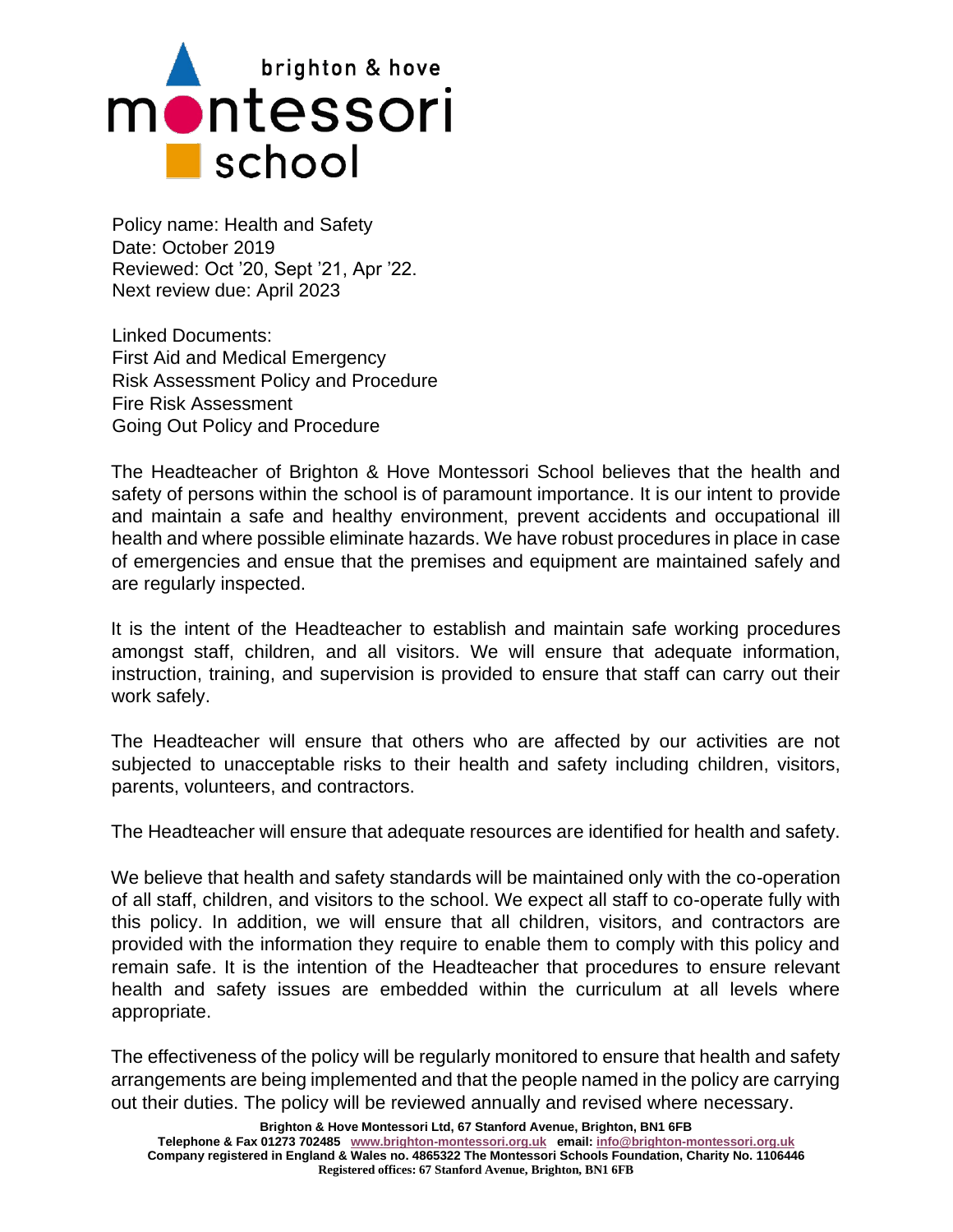brighton & hove
montessori
school

Policy name: Health and Safety
Date: October 2019
Reviewed: Oct '20, Sept '21, Apr '22.
Next review due: April 2023

Linked Documents:
First Aid and Medical Emergency
Risk Assessment Policy and Procedure
Fire Risk Assessment
Going Out Policy and Procedure

The Headteacher of Brighton & Hove Montessori School believes that the health and safety of persons within the school is of paramount importance. It is our intent to provide and maintain a safe and healthy environment, prevent accidents and occupational ill health and where possible eliminate hazards. We have robust procedures in place in case of emergencies and ensue that the premises and equipment are maintained safely and are regularly inspected.

It is the intent of the Headteacher to establish and maintain safe working procedures amongst staff, children, and all visitors. We will ensure that adequate information, instruction, training, and supervision is provided to ensure that staff can carry out their work safely.

The Headteacher will ensure that others who are affected by our activities are not subjected to unacceptable risks to their health and safety including children, visitors, parents, volunteers, and contractors.

The Headteacher will ensure that adequate resources are identified for health and safety.

We believe that health and safety standards will be maintained only with the co-operation of all staff, children, and visitors to the school. We expect all staff to co-operate fully with this policy. In addition, we will ensure that all children, visitors, and contractors are provided with the information they require to enable them to comply with this policy and remain safe. It is the intention of the Headteacher that procedures to ensure relevant health and safety issues are embedded within the curriculum at all levels where appropriate.

The effectiveness of the policy will be regularly monitored to ensure that health and safety arrangements are being implemented and that the people named in the policy are carrying out their duties. The policy will be reviewed annually and revised where necessary.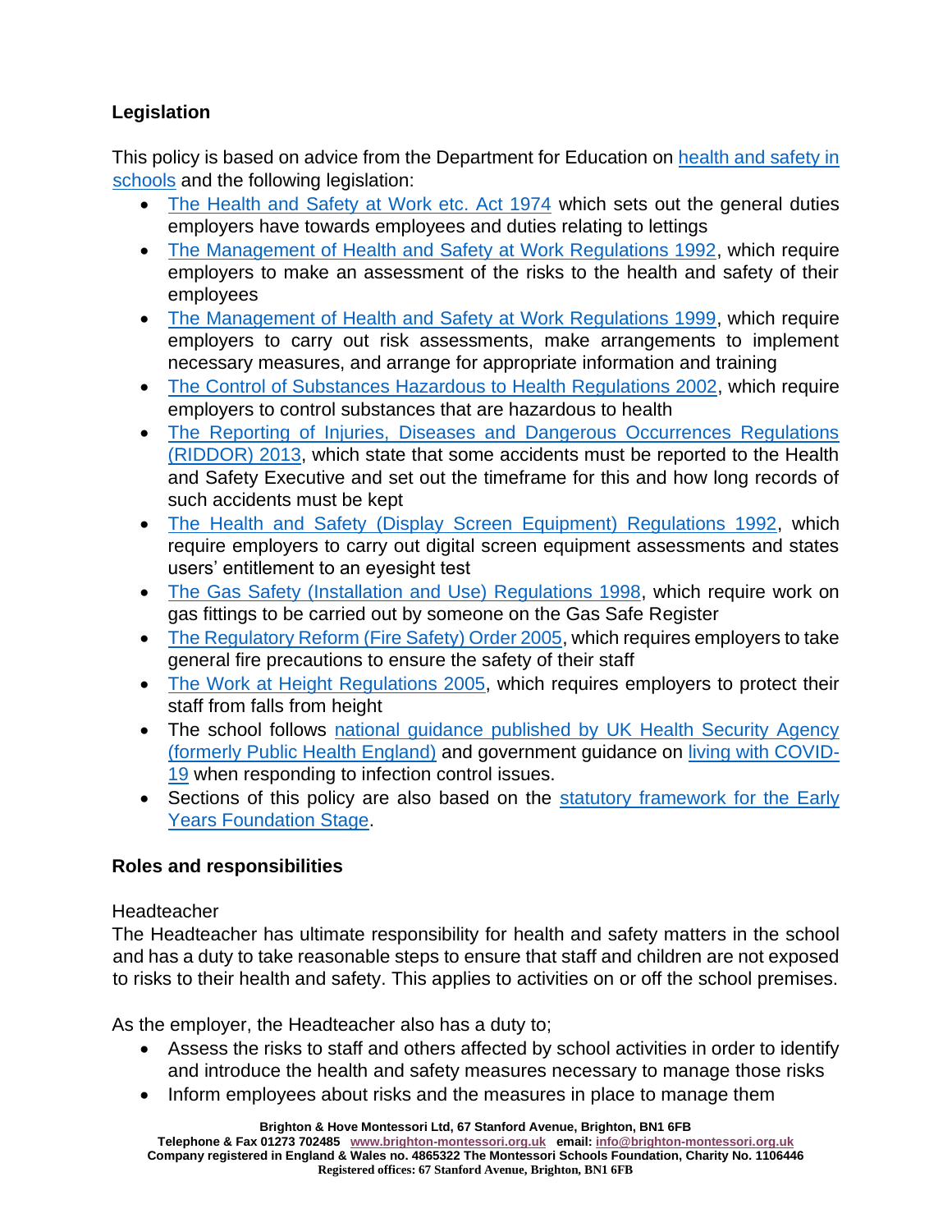## Legislation

This policy is based on advice from the Department for Education on health and safety in schools and the following legislation:

- The Health and Safety at Work etc. Act 1974 which sets out the general duties employers have towards employees and duties relating to lettings
- The Management of Health and Safety at Work Regulations 1992, which require employers to make an assessment of the risks to the health and safety of their employees
- The Management of Health and Safety at Work Regulations 1999, which require employers to carry out risk assessments, make arrangements to implement necessary measures, and arrange for appropriate information and training
- The Control of Substances Hazardous to Health Regulations 2002, which require employers to control substances that are hazardous to health
- The Reporting of Injuries, Diseases and Dangerous Occurrences Regulations (RIDDOR) 2013, which state that some accidents must be reported to the Health and Safety Executive and set out the timeframe for this and how long records of such accidents must be kept
- The Health and Safety (Display Screen Equipment) Regulations 1992, which require employers to carry out digital screen equipment assessments and states users' entitlement to an eyesight test
- The Gas Safety (Installation and Use) Regulations 1998, which require work on gas fittings to be carried out by someone on the Gas Safe Register
- The Regulatory Reform (Fire Safety) Order 2005, which requires employers to take general fire precautions to ensure the safety of their staff
- The Work at Height Regulations 2005, which requires employers to protect their staff from falls from height
- The school follows national guidance published by UK Health Security Agency (formerly Public Health England) and government guidance on living with COVID-19 when responding to infection control issues.
- Sections of this policy are also based on the statutory framework for the Early Years Foundation Stage.

## Roles and responsibilities

Headteacher

The Headteacher has ultimate responsibility for health and safety matters in the school and has a duty to take reasonable steps to ensure that staff and children are not exposed to risks to their health and safety. This applies to activities on or off the school premises.

As the employer, the Headteacher also has a duty to;

- Assess the risks to staff and others affected by school activities in order to identify and introduce the health and safety measures necessary to manage those risks
- Inform employees about risks and the measures in place to manage them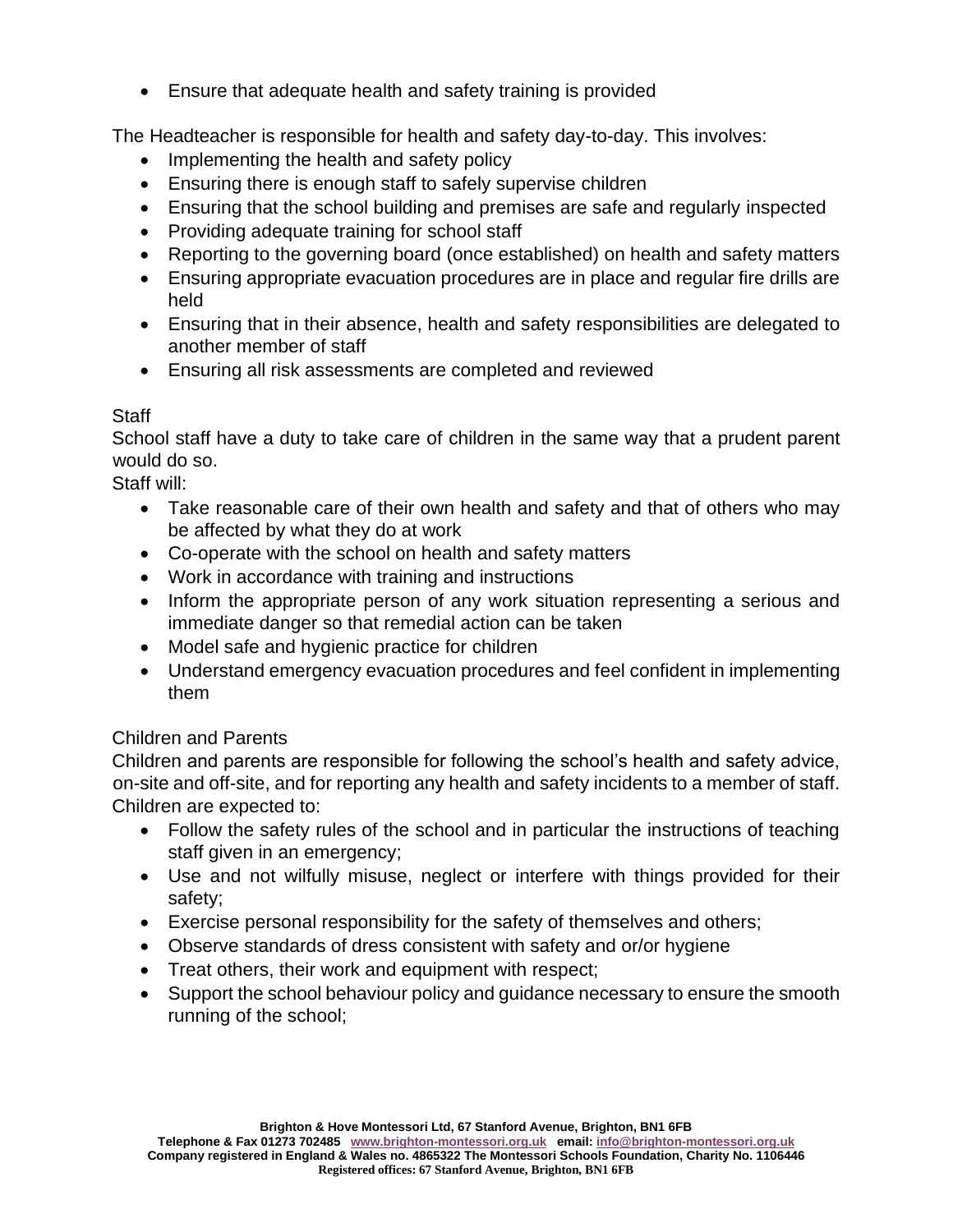- Ensure that adequate health and safety training is provided

The Headteacher is responsible for health and safety day-to-day. This involves:

- Implementing the health and safety policy
- Ensuring there is enough staff to safely supervise children
- Ensuring that the school building and premises are safe and regularly inspected
- Providing adequate training for school staff
- Reporting to the governing board (once established) on health and safety matters
- Ensuring appropriate evacuation procedures are in place and regular fire drills are held
- Ensuring that in their absence, health and safety responsibilities are delegated to another member of staff
- Ensuring all risk assessments are completed and reviewed

Staff

School staff have a duty to take care of children in the same way that a prudent parent would do so.

Staff will:

- Take reasonable care of their own health and safety and that of others who may be affected by what they do at work
- Co-operate with the school on health and safety matters
- Work in accordance with training and instructions
- Inform the appropriate person of any work situation representing a serious and immediate danger so that remedial action can be taken
- Model safe and hygienic practice for children
- Understand emergency evacuation procedures and feel confident in implementing them

Children and Parents

Children and parents are responsible for following the school's health and safety advice, on-site and off-site, and for reporting any health and safety incidents to a member of staff.

Children are expected to:

- Follow the safety rules of the school and in particular the instructions of teaching staff given in an emergency;
- Use and not wilfully misuse, neglect or interfere with things provided for their safety;
- Exercise personal responsibility for the safety of themselves and others;
- Observe standards of dress consistent with safety and or/or hygiene
- Treat others, their work and equipment with respect;
- Support the school behaviour policy and guidance necessary to ensure the smooth running of the school;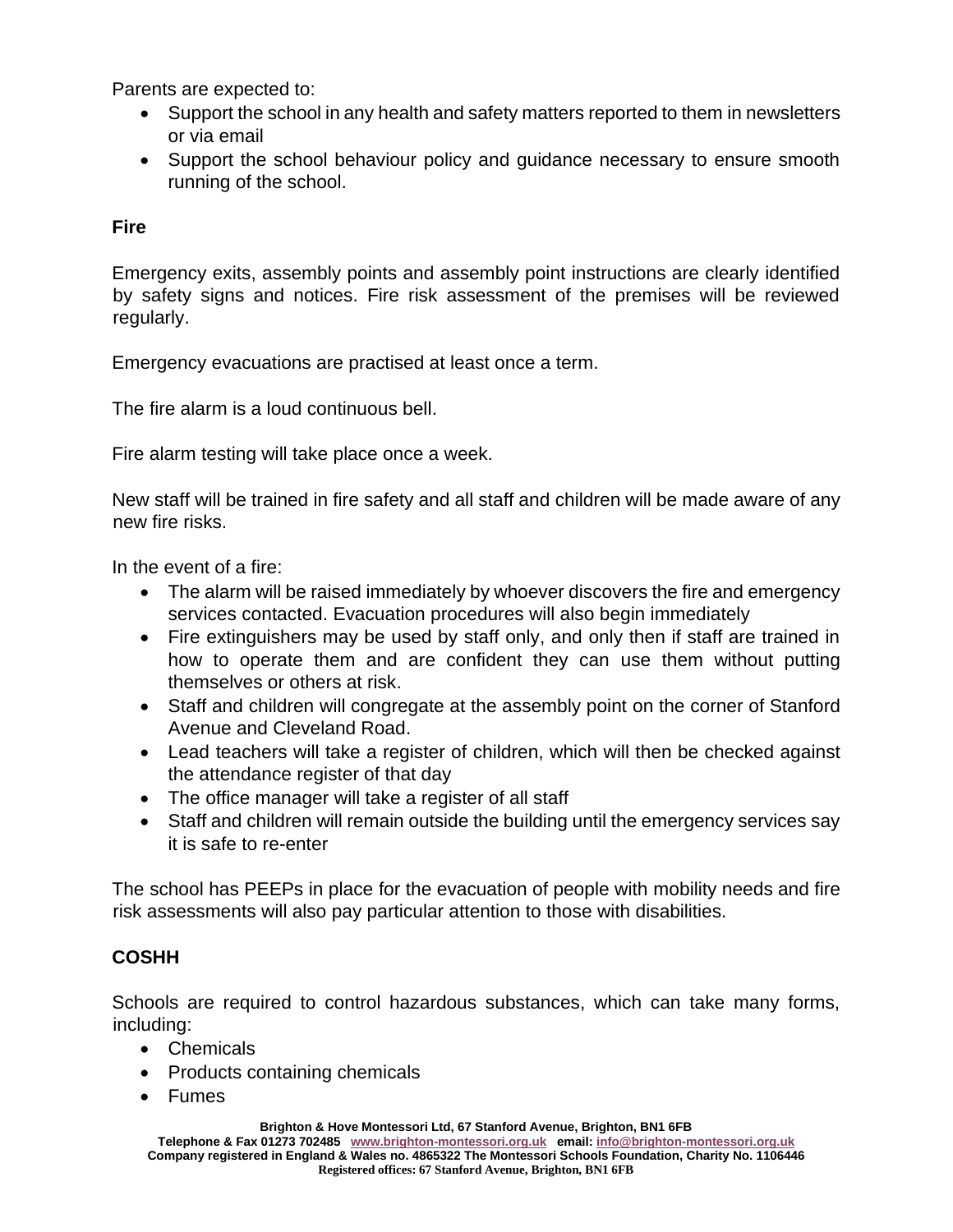Parents are expected to:

- Support the school in any health and safety matters reported to them in newsletters or via email
- Support the school behaviour policy and guidance necessary to ensure smooth running of the school.

**Fire**

Emergency exits, assembly points and assembly point instructions are clearly identified by safety signs and notices. Fire risk assessment of the premises will be reviewed regularly.

Emergency evacuations are practised at least once a term.

The fire alarm is a loud continuous bell.

Fire alarm testing will take place once a week.

New staff will be trained in fire safety and all staff and children will be made aware of any new fire risks.

In the event of a fire:

- The alarm will be raised immediately by whoever discovers the fire and emergency services contacted. Evacuation procedures will also begin immediately
- Fire extinguishers may be used by staff only, and only then if staff are trained in how to operate them and are confident they can use them without putting themselves or others at risk.
- Staff and children will congregate at the assembly point on the corner of Stanford Avenue and Cleveland Road.
- Lead teachers will take a register of children, which will then be checked against the attendance register of that day
- The office manager will take a register of all staff
- Staff and children will remain outside the building until the emergency services say it is safe to re-enter

The school has PEEPs in place for the evacuation of people with mobility needs and fire risk assessments will also pay particular attention to those with disabilities.

**COSHH**

Schools are required to control hazardous substances, which can take many forms, including:

- Chemicals
- Products containing chemicals
- Fumes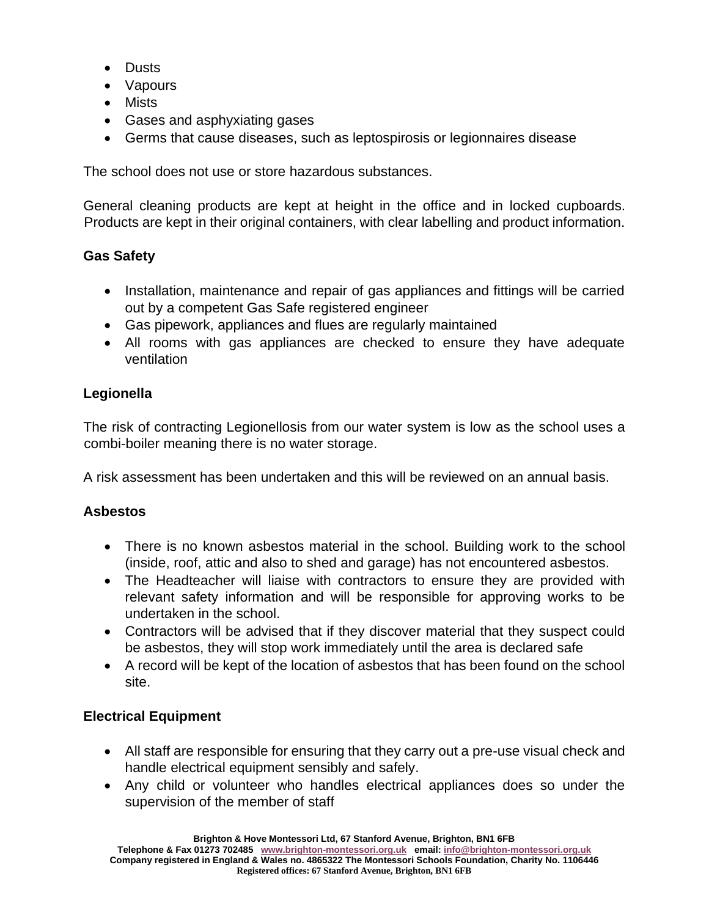- Dusts
- Vapours
- Mists
- Gases and asphyxiating gases
- Germs that cause diseases, such as leptospirosis or legionnaires disease

The school does not use or store hazardous substances.

General cleaning products are kept at height in the office and in locked cupboards. Products are kept in their original containers, with clear labelling and product information.

**Gas Safety**

- Installation, maintenance and repair of gas appliances and fittings will be carried out by a competent Gas Safe registered engineer
- Gas pipework, appliances and flues are regularly maintained
- All rooms with gas appliances are checked to ensure they have adequate ventilation

**Legionella**

The risk of contracting Legionellosis from our water system is low as the school uses a combi-boiler meaning there is no water storage.

A risk assessment has been undertaken and this will be reviewed on an annual basis.

**Asbestos**

- There is no known asbestos material in the school. Building work to the school (inside, roof, attic and also to shed and garage) has not encountered asbestos.
- The Headteacher will liaise with contractors to ensure they are provided with relevant safety information and will be responsible for approving works to be undertaken in the school.
- Contractors will be advised that if they discover material that they suspect could be asbestos, they will stop work immediately until the area is declared safe
- A record will be kept of the location of asbestos that has been found on the school site.

**Electrical Equipment**

- All staff are responsible for ensuring that they carry out a pre-use visual check and handle electrical equipment sensibly and safely.
- Any child or volunteer who handles electrical appliances does so under the supervision of the member of staff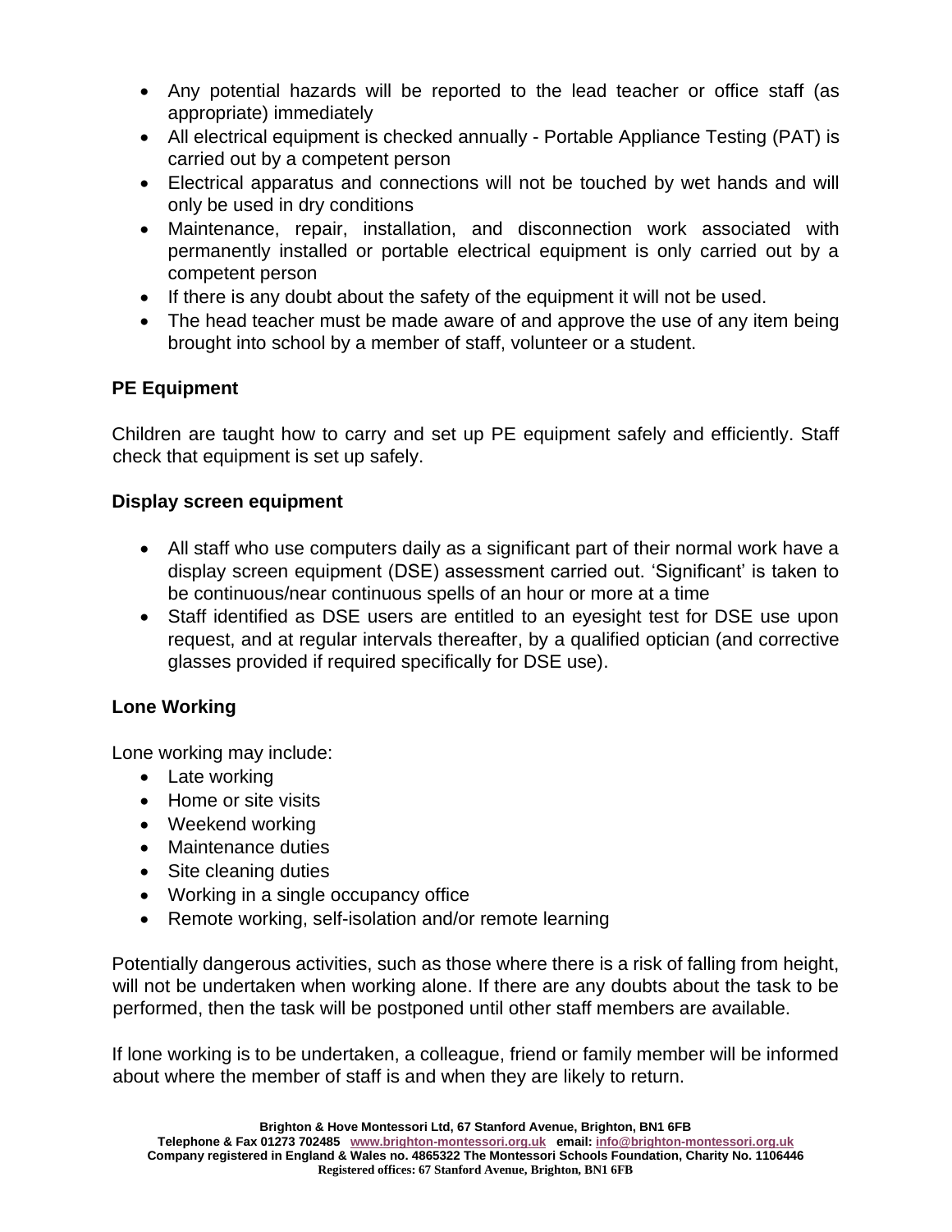- Any potential hazards will be reported to the lead teacher or office staff (as appropriate) immediately
- All electrical equipment is checked annually - Portable Appliance Testing (PAT) is carried out by a competent person
- Electrical apparatus and connections will not be touched by wet hands and will only be used in dry conditions
- Maintenance, repair, installation, and disconnection work associated with permanently installed or portable electrical equipment is only carried out by a competent person
- If there is any doubt about the safety of the equipment it will not be used.
- The head teacher must be made aware of and approve the use of any item being brought into school by a member of staff, volunteer or a student.

**PE Equipment**

Children are taught how to carry and set up PE equipment safely and efficiently. Staff check that equipment is set up safely.

**Display screen equipment**

- All staff who use computers daily as a significant part of their normal work have a display screen equipment (DSE) assessment carried out. 'Significant' is taken to be continuous/near continuous spells of an hour or more at a time
- Staff identified as DSE users are entitled to an eyesight test for DSE use upon request, and at regular intervals thereafter, by a qualified optician (and corrective glasses provided if required specifically for DSE use).

**Lone Working**

Lone working may include:

- Late working
- Home or site visits
- Weekend working
- Maintenance duties
- Site cleaning duties
- Working in a single occupancy office
- Remote working, self-isolation and/or remote learning

Potentially dangerous activities, such as those where there is a risk of falling from height, will not be undertaken when working alone. If there are any doubts about the task to be performed, then the task will be postponed until other staff members are available.

If lone working is to be undertaken, a colleague, friend or family member will be informed about where the member of staff is and when they are likely to return.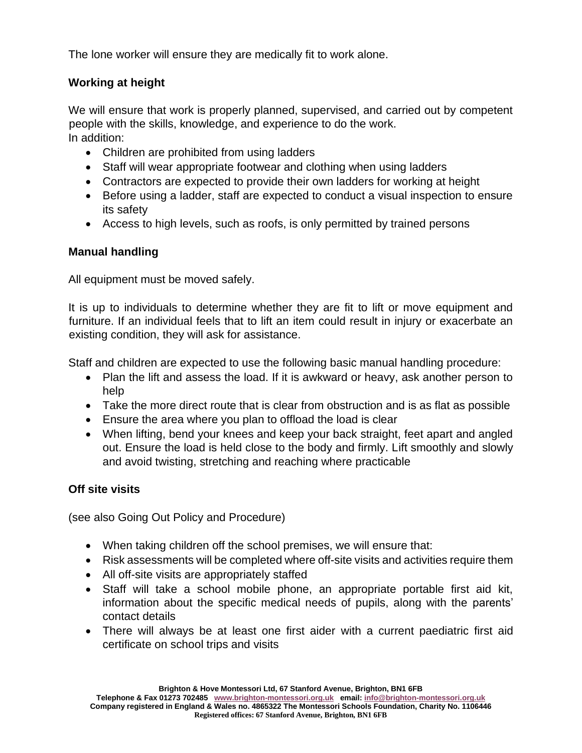The lone worker will ensure they are medically fit to work alone.

**Working at height**

We will ensure that work is properly planned, supervised, and carried out by competent people with the skills, knowledge, and experience to do the work.
In addition:

- Children are prohibited from using ladders
- Staff will wear appropriate footwear and clothing when using ladders
- Contractors are expected to provide their own ladders for working at height
- Before using a ladder, staff are expected to conduct a visual inspection to ensure its safety
- Access to high levels, such as roofs, is only permitted by trained persons

**Manual handling**

All equipment must be moved safely.

It is up to individuals to determine whether they are fit to lift or move equipment and furniture. If an individual feels that to lift an item could result in injury or exacerbate an existing condition, they will ask for assistance.

Staff and children are expected to use the following basic manual handling procedure:

- Plan the lift and assess the load. If it is awkward or heavy, ask another person to help
- Take the more direct route that is clear from obstruction and is as flat as possible
- Ensure the area where you plan to offload the load is clear
- When lifting, bend your knees and keep your back straight, feet apart and angled out. Ensure the load is held close to the body and firmly. Lift smoothly and slowly and avoid twisting, stretching and reaching where practicable

**Off site visits**

(see also Going Out Policy and Procedure)

- When taking children off the school premises, we will ensure that:
- Risk assessments will be completed where off-site visits and activities require them
- All off-site visits are appropriately staffed
- Staff will take a school mobile phone, an appropriate portable first aid kit, information about the specific medical needs of pupils, along with the parents' contact details
- There will always be at least one first aider with a current paediatric first aid certificate on school trips and visits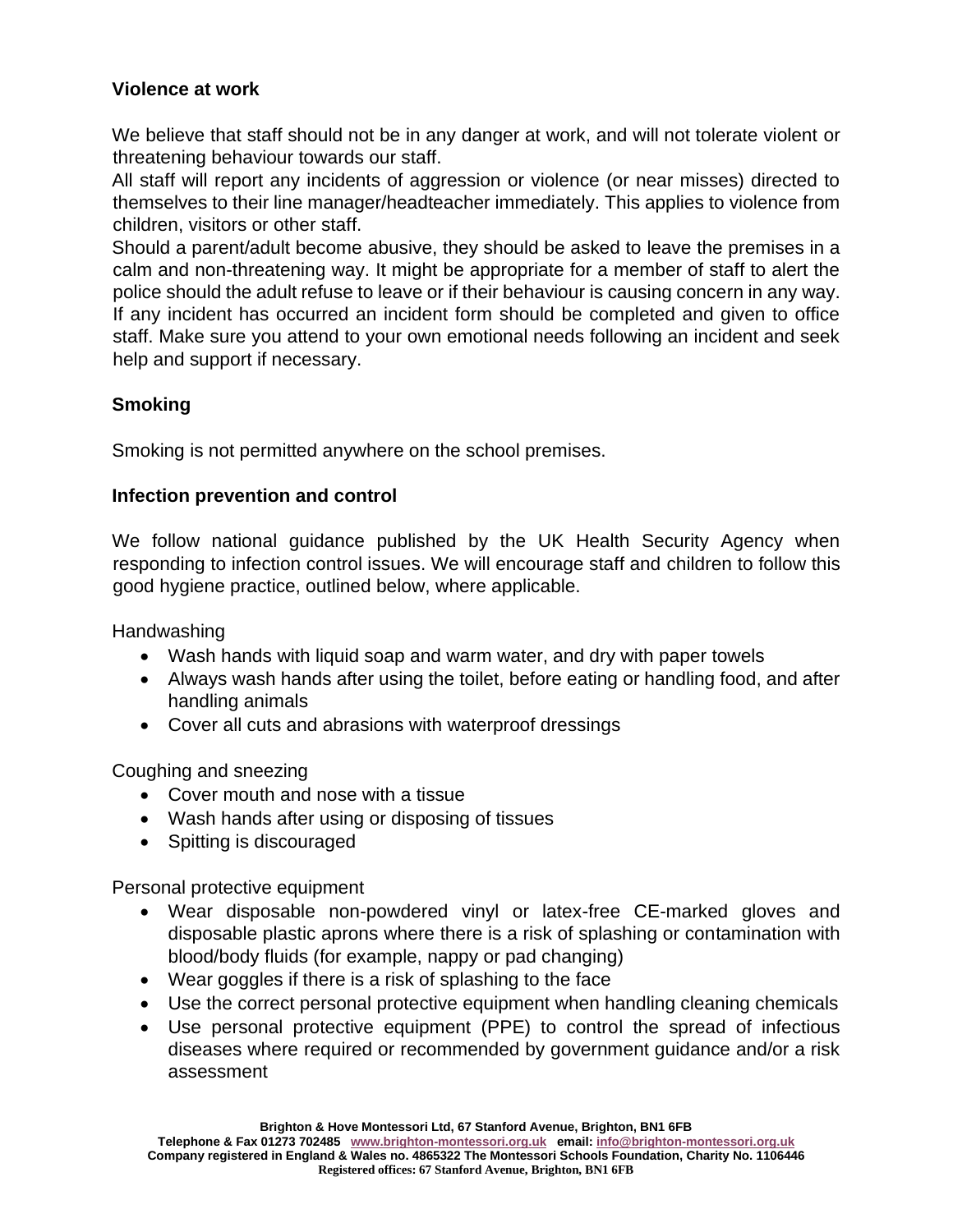**Violence at work**

We believe that staff should not be in any danger at work, and will not tolerate violent or threatening behaviour towards our staff.

All staff will report any incidents of aggression or violence (or near misses) directed to themselves to their line manager/headteacher immediately. This applies to violence from children, visitors or other staff.

Should a parent/adult become abusive, they should be asked to leave the premises in a calm and non-threatening way. It might be appropriate for a member of staff to alert the police should the adult refuse to leave or if their behaviour is causing concern in any way. If any incident has occurred an incident form should be completed and given to office staff. Make sure you attend to your own emotional needs following an incident and seek help and support if necessary.

**Smoking**

Smoking is not permitted anywhere on the school premises.

**Infection prevention and control**

We follow national guidance published by the UK Health Security Agency when responding to infection control issues. We will encourage staff and children to follow this good hygiene practice, outlined below, where applicable.

Handwashing

- Wash hands with liquid soap and warm water, and dry with paper towels
- Always wash hands after using the toilet, before eating or handling food, and after handling animals
- Cover all cuts and abrasions with waterproof dressings

Coughing and sneezing

- Cover mouth and nose with a tissue
- Wash hands after using or disposing of tissues
- Spitting is discouraged

Personal protective equipment

- Wear disposable non-powdered vinyl or latex-free CE-marked gloves and disposable plastic aprons where there is a risk of splashing or contamination with blood/body fluids (for example, nappy or pad changing)
- Wear goggles if there is a risk of splashing to the face
- Use the correct personal protective equipment when handling cleaning chemicals
- Use personal protective equipment (PPE) to control the spread of infectious diseases where required or recommended by government guidance and/or a risk assessment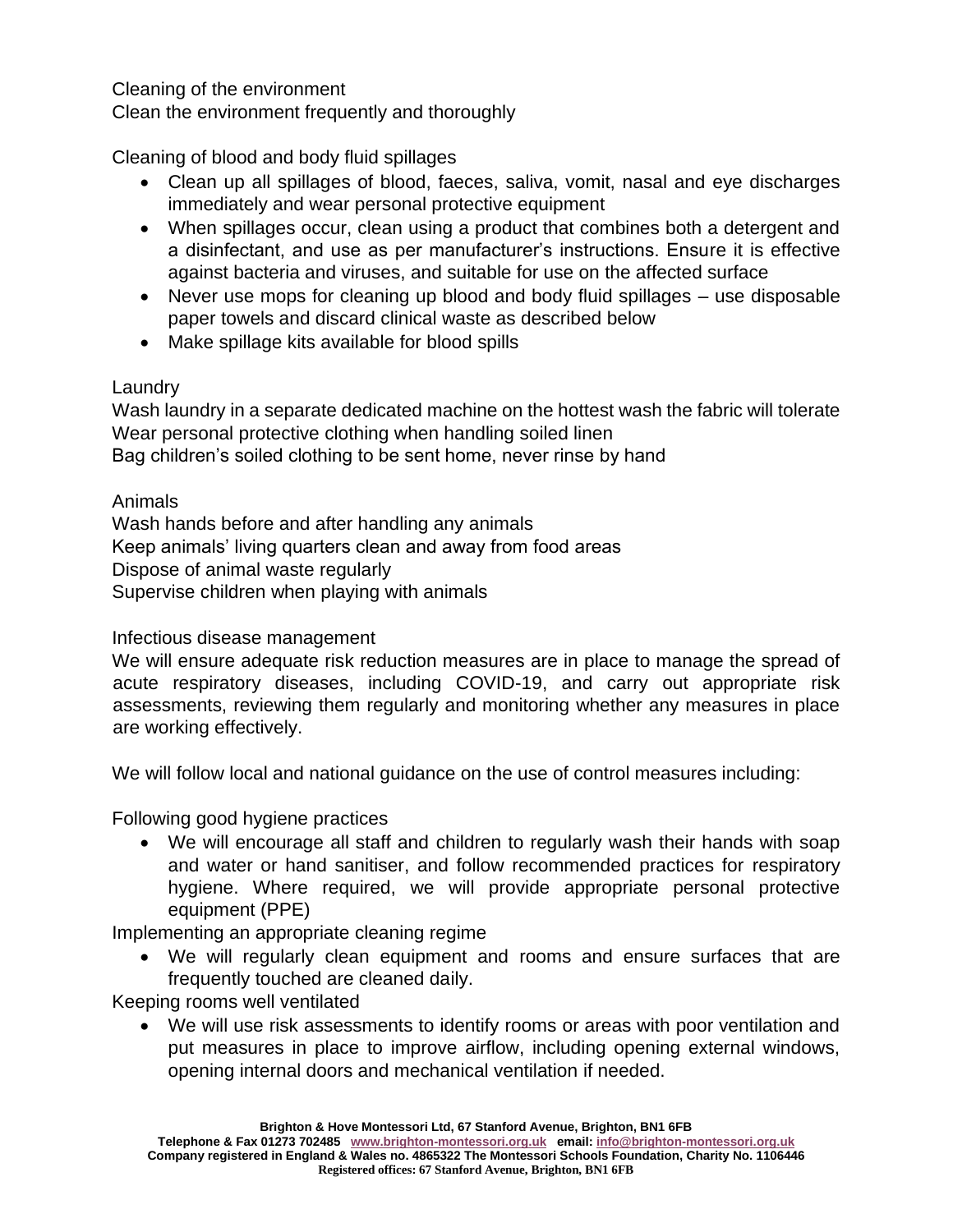Cleaning of the environment

Clean the environment frequently and thoroughly

Cleaning of blood and body fluid spillages

- Clean up all spillages of blood, faeces, saliva, vomit, nasal and eye discharges immediately and wear personal protective equipment
- When spillages occur, clean using a product that combines both a detergent and a disinfectant, and use as per manufacturer's instructions. Ensure it is effective against bacteria and viruses, and suitable for use on the affected surface
- Never use mops for cleaning up blood and body fluid spillages – use disposable paper towels and discard clinical waste as described below
- Make spillage kits available for blood spills

Laundry

Wash laundry in a separate dedicated machine on the hottest wash the fabric will tolerate
Wear personal protective clothing when handling soiled linen
Bag children's soiled clothing to be sent home, never rinse by hand

Animals

Wash hands before and after handling any animals
Keep animals' living quarters clean and away from food areas
Dispose of animal waste regularly
Supervise children when playing with animals

Infectious disease management

We will ensure adequate risk reduction measures are in place to manage the spread of acute respiratory diseases, including COVID-19, and carry out appropriate risk assessments, reviewing them regularly and monitoring whether any measures in place are working effectively.

We will follow local and national guidance on the use of control measures including:

Following good hygiene practices

- We will encourage all staff and children to regularly wash their hands with soap and water or hand sanitiser, and follow recommended practices for respiratory hygiene. Where required, we will provide appropriate personal protective equipment (PPE)

Implementing an appropriate cleaning regime

- We will regularly clean equipment and rooms and ensure surfaces that are frequently touched are cleaned daily.

Keeping rooms well ventilated

- We will use risk assessments to identify rooms or areas with poor ventilation and put measures in place to improve airflow, including opening external windows, opening internal doors and mechanical ventilation if needed.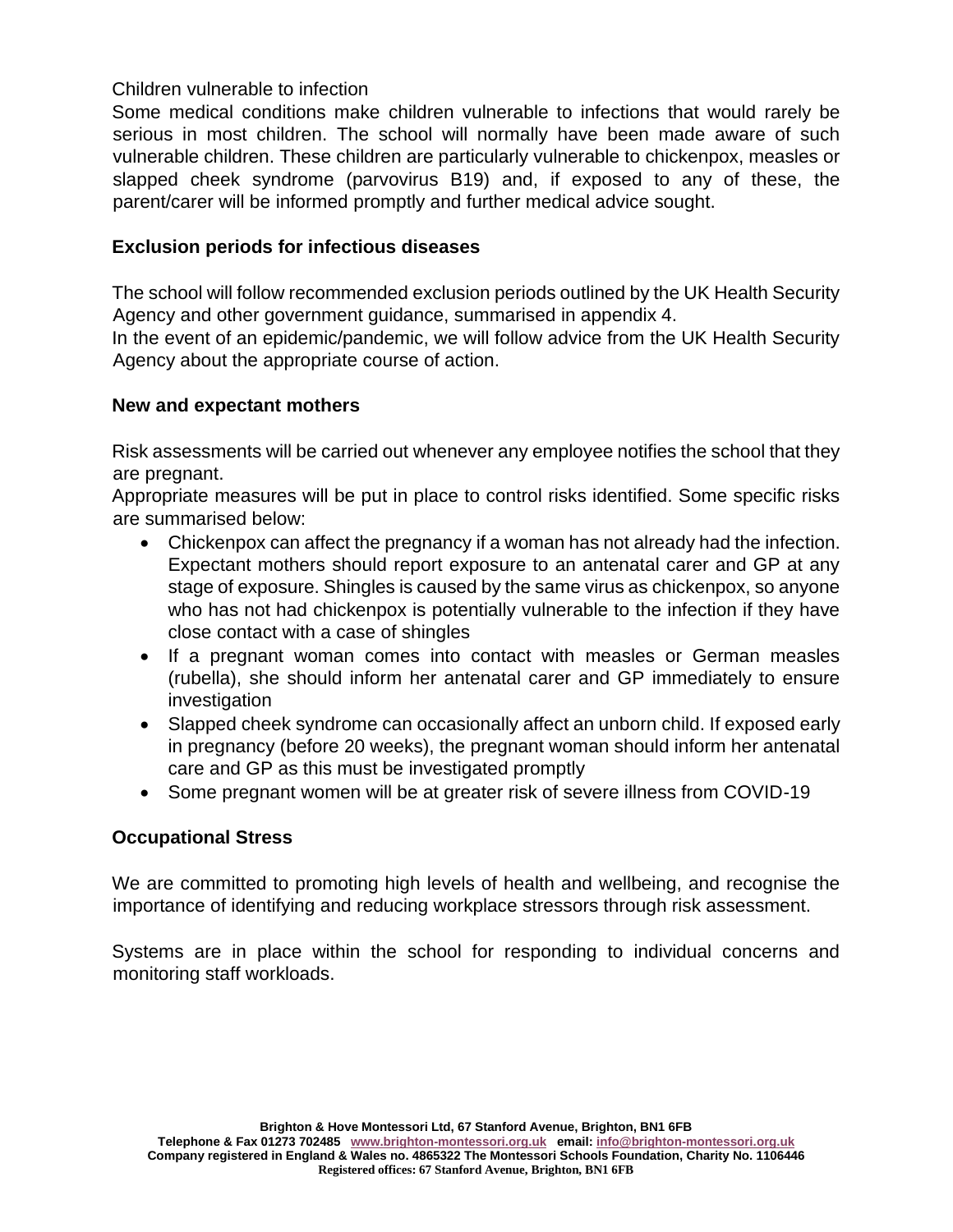Children vulnerable to infection

Some medical conditions make children vulnerable to infections that would rarely be serious in most children. The school will normally have been made aware of such vulnerable children. These children are particularly vulnerable to chickenpox, measles or slapped cheek syndrome (parvovirus B19) and, if exposed to any of these, the parent/carer will be informed promptly and further medical advice sought.

**Exclusion periods for infectious diseases**

The school will follow recommended exclusion periods outlined by the UK Health Security Agency and other government guidance, summarised in appendix 4.

In the event of an epidemic/pandemic, we will follow advice from the UK Health Security Agency about the appropriate course of action.

**New and expectant mothers**

Risk assessments will be carried out whenever any employee notifies the school that they are pregnant.

Appropriate measures will be put in place to control risks identified. Some specific risks are summarised below:

- Chickenpox can affect the pregnancy if a woman has not already had the infection. Expectant mothers should report exposure to an antenatal carer and GP at any stage of exposure. Shingles is caused by the same virus as chickenpox, so anyone who has not had chickenpox is potentially vulnerable to the infection if they have close contact with a case of shingles
- If a pregnant woman comes into contact with measles or German measles (rubella), she should inform her antenatal carer and GP immediately to ensure investigation
- Slapped cheek syndrome can occasionally affect an unborn child. If exposed early in pregnancy (before 20 weeks), the pregnant woman should inform her antenatal care and GP as this must be investigated promptly
- Some pregnant women will be at greater risk of severe illness from COVID-19

**Occupational Stress**

We are committed to promoting high levels of health and wellbeing, and recognise the importance of identifying and reducing workplace stressors through risk assessment.

Systems are in place within the school for responding to individual concerns and monitoring staff workloads.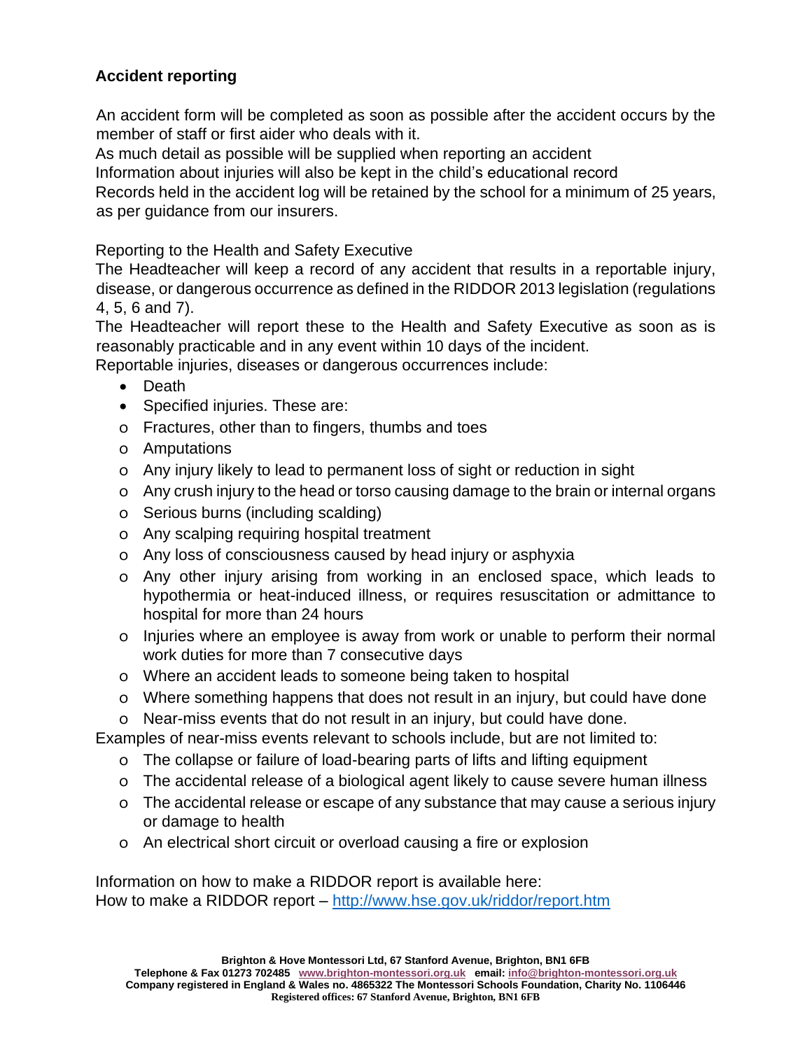### Accident reporting

An accident form will be completed as soon as possible after the accident occurs by the member of staff or first aider who deals with it.

As much detail as possible will be supplied when reporting an accident

Information about injuries will also be kept in the child's educational record

Records held in the accident log will be retained by the school for a minimum of 25 years, as per guidance from our insurers.

Reporting to the Health and Safety Executive

The Headteacher will keep a record of any accident that results in a reportable injury, disease, or dangerous occurrence as defined in the RIDDOR 2013 legislation (regulations 4, 5, 6 and 7).

The Headteacher will report these to the Health and Safety Executive as soon as is reasonably practicable and in any event within 10 days of the incident.

Reportable injuries, diseases or dangerous occurrences include:

- Death
- Specified injuries. These are:
  - Fractures, other than to fingers, thumbs and toes
  - Amputations
  - Any injury likely to lead to permanent loss of sight or reduction in sight
  - Any crush injury to the head or torso causing damage to the brain or internal organs
  - Serious burns (including scalding)
  - Any scalping requiring hospital treatment
  - Any loss of consciousness caused by head injury or asphyxia
  - Any other injury arising from working in an enclosed space, which leads to hypothermia or heat-induced illness, or requires resuscitation or admittance to hospital for more than 24 hours
  - Injuries where an employee is away from work or unable to perform their normal work duties for more than 7 consecutive days
  - Where an accident leads to someone being taken to hospital
  - Where something happens that does not result in an injury, but could have done
  - Near-miss events that do not result in an injury, but could have done.

Examples of near-miss events relevant to schools include, but are not limited to:

- The collapse or failure of load-bearing parts of lifts and lifting equipment
- The accidental release of a biological agent likely to cause severe human illness
- The accidental release or escape of any substance that may cause a serious injury or damage to health
- An electrical short circuit or overload causing a fire or explosion

Information on how to make a RIDDOR report is available here:
How to make a RIDDOR report – http://www.hse.gov.uk/riddor/report.htm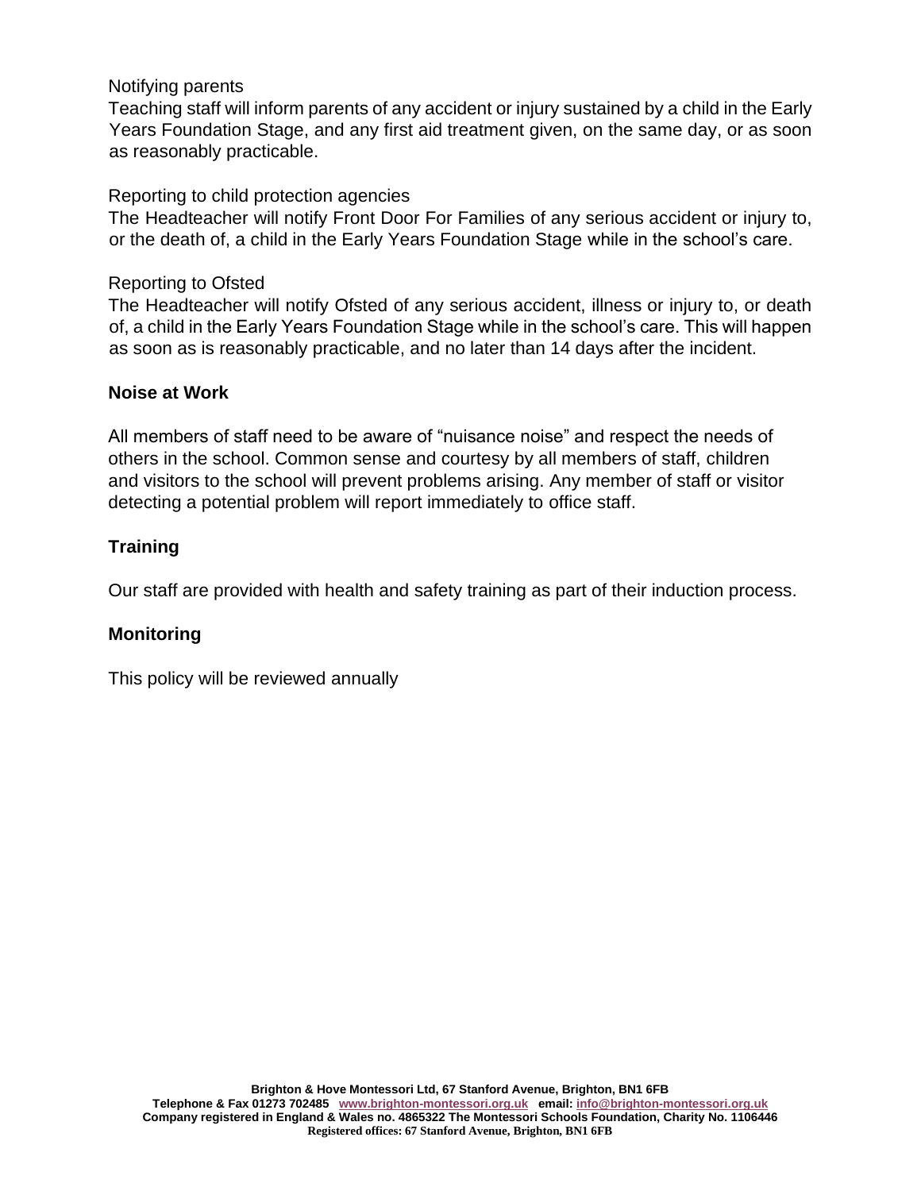Notifying parents

Teaching staff will inform parents of any accident or injury sustained by a child in the Early Years Foundation Stage, and any first aid treatment given, on the same day, or as soon as reasonably practicable.

Reporting to child protection agencies

The Headteacher will notify Front Door For Families of any serious accident or injury to, or the death of, a child in the Early Years Foundation Stage while in the school's care.

Reporting to Ofsted

The Headteacher will notify Ofsted of any serious accident, illness or injury to, or death of, a child in the Early Years Foundation Stage while in the school's care. This will happen as soon as is reasonably practicable, and no later than 14 days after the incident.

**Noise at Work**

All members of staff need to be aware of "nuisance noise" and respect the needs of others in the school. Common sense and courtesy by all members of staff, children and visitors to the school will prevent problems arising. Any member of staff or visitor detecting a potential problem will report immediately to office staff.

**Training**

Our staff are provided with health and safety training as part of their induction process.

**Monitoring**

This policy will be reviewed annually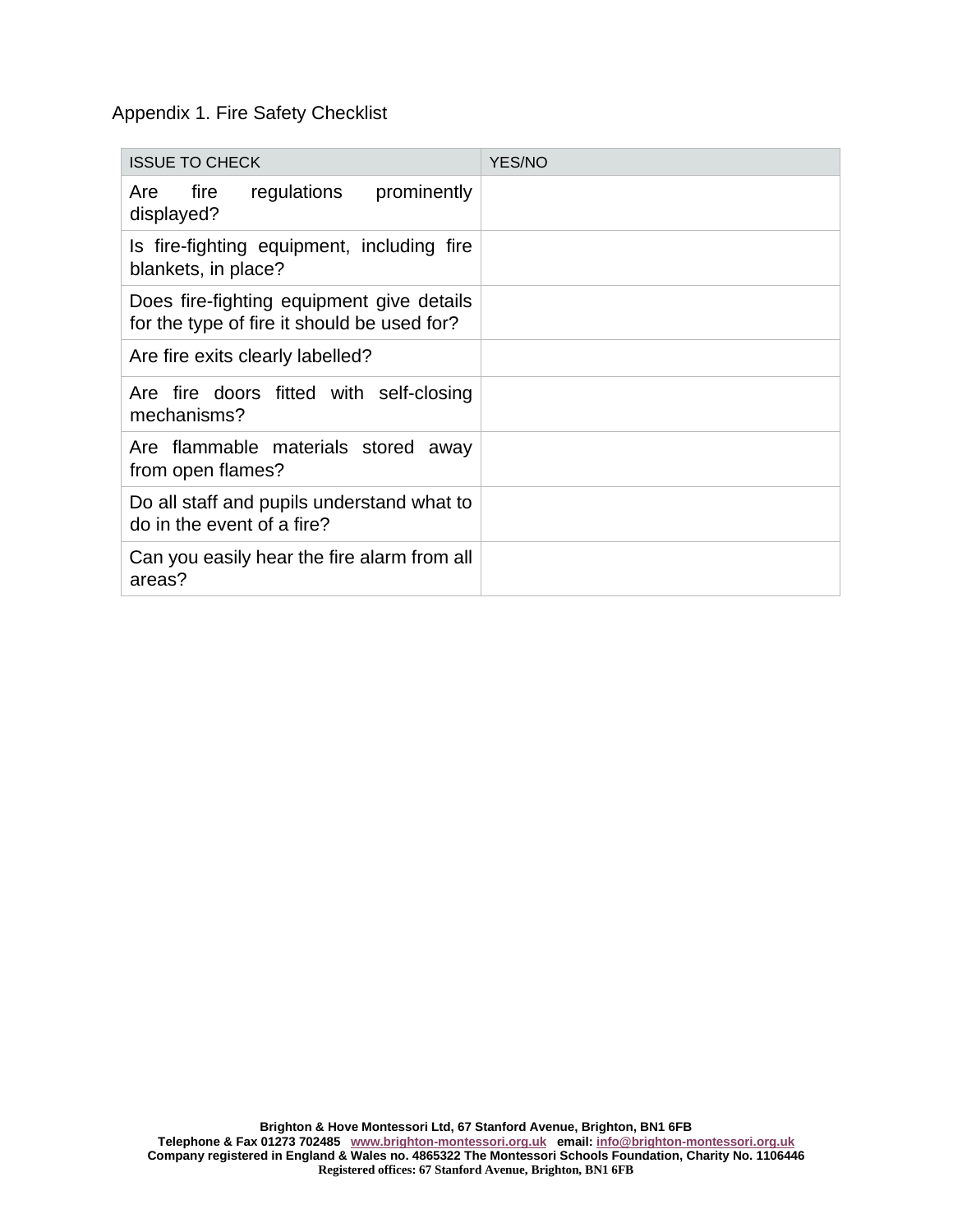Appendix 1. Fire Safety Checklist

| ISSUE TO CHECK | YES/NO |
|---|---|
| Are fire regulations prominently displayed? | |
| Is fire-fighting equipment, including fire blankets, in place? | |
| Does fire-fighting equipment give details for the type of fire it should be used for? | |
| Are fire exits clearly labelled? | |
| Are fire doors fitted with self-closing mechanisms? | |
| Are flammable materials stored away from open flames? | |
| Do all staff and pupils understand what to do in the event of a fire? | |
| Can you easily hear the fire alarm from all areas? | |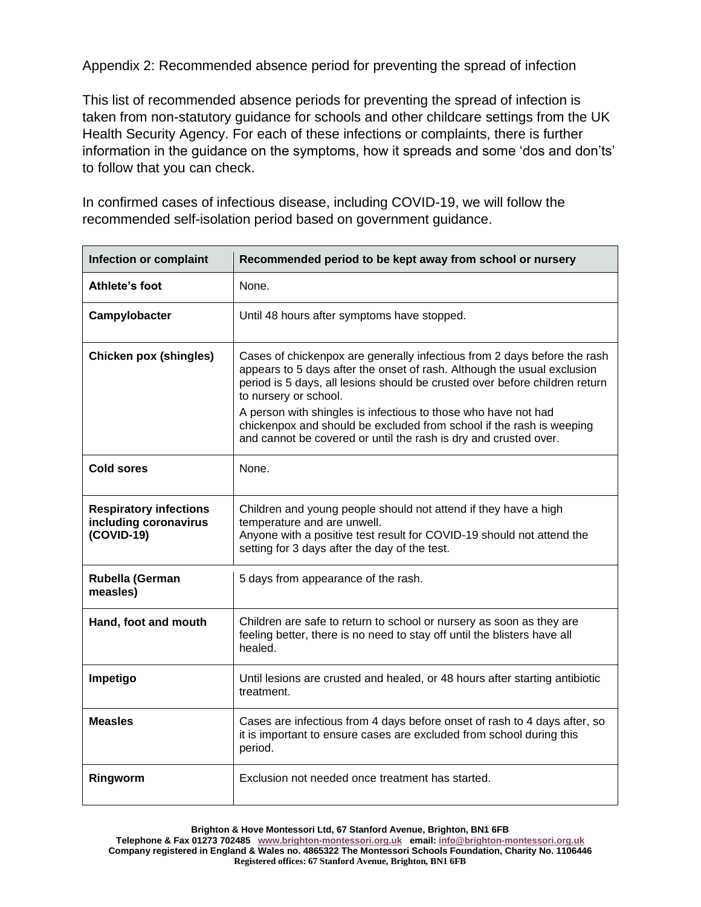Appendix 2: Recommended absence period for preventing the spread of infection

This list of recommended absence periods for preventing the spread of infection is taken from non-statutory guidance for schools and other childcare settings from the UK Health Security Agency. For each of these infections or complaints, there is further information in the guidance on the symptoms, how it spreads and some 'dos and don'ts' to follow that you can check.

In confirmed cases of infectious disease, including COVID-19, we will follow the recommended self-isolation period based on government guidance.

| Infection or complaint | Recommended period to be kept away from school or nursery |
|---|---|
| **Athlete's foot** | None. |
| **Campylobacter** | Until 48 hours after symptoms have stopped. |
| **Chicken pox (shingles)** | Cases of chickenpox are generally infectious from 2 days before the rash appears to 5 days after the onset of rash. Although the usual exclusion period is 5 days, all lesions should be crusted over before children return to nursery or school.<br>A person with shingles is infectious to those who have not had chickenpox and should be excluded from school if the rash is weeping and cannot be covered or until the rash is dry and crusted over. |
| **Cold sores** | None. |
| **Respiratory infections including coronavirus (COVID-19)** | Children and young people should not attend if they have a high temperature and are unwell.<br>Anyone with a positive test result for COVID-19 should not attend the setting for 3 days after the day of the test. |
| **Rubella (German measles)** | 5 days from appearance of the rash. |
| **Hand, foot and mouth** | Children are safe to return to school or nursery as soon as they are feeling better, there is no need to stay off until the blisters have all healed. |
| **Impetigo** | Until lesions are crusted and healed, or 48 hours after starting antibiotic treatment. |
| **Measles** | Cases are infectious from 4 days before onset of rash to 4 days after, so it is important to ensure cases are excluded from school during this period. |
| **Ringworm** | Exclusion not needed once treatment has started. |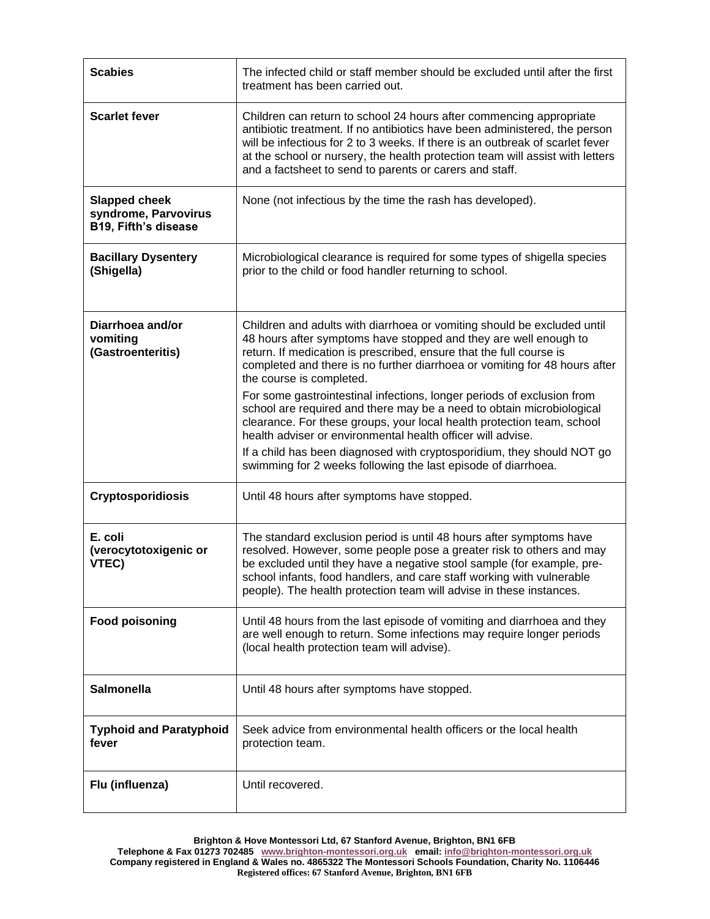| **Scabies** | The infected child or staff member should be excluded until after the first treatment has been carried out. |
|---|---|
| **Scarlet fever** | Children can return to school 24 hours after commencing appropriate antibiotic treatment. If no antibiotics have been administered, the person will be infectious for 2 to 3 weeks. If there is an outbreak of scarlet fever at the school or nursery, the health protection team will assist with letters and a factsheet to send to parents or carers and staff. |
| **Slapped cheek syndrome, Parvovirus B19, Fifth's disease** | None (not infectious by the time the rash has developed). |
| **Bacillary Dysentery (Shigella)** | Microbiological clearance is required for some types of shigella species prior to the child or food handler returning to school. |
| **Diarrhoea and/or vomiting (Gastroenteritis)** | Children and adults with diarrhoea or vomiting should be excluded until 48 hours after symptoms have stopped and they are well enough to return. If medication is prescribed, ensure that the full course is completed and there is no further diarrhoea or vomiting for 48 hours after the course is completed.<br><br>For some gastrointestinal infections, longer periods of exclusion from school are required and there may be a need to obtain microbiological clearance. For these groups, your local health protection team, school health adviser or environmental health officer will advise.<br><br>If a child has been diagnosed with cryptosporidium, they should NOT go swimming for 2 weeks following the last episode of diarrhoea. |
| **Cryptosporidiosis** | Until 48 hours after symptoms have stopped. |
| **E. coli (verocytotoxigenic or VTEC)** | The standard exclusion period is until 48 hours after symptoms have resolved. However, some people pose a greater risk to others and may be excluded until they have a negative stool sample (for example, pre-school infants, food handlers, and care staff working with vulnerable people). The health protection team will advise in these instances. |
| **Food poisoning** | Until 48 hours from the last episode of vomiting and diarrhoea and they are well enough to return. Some infections may require longer periods (local health protection team will advise). |
| **Salmonella** | Until 48 hours after symptoms have stopped. |
| **Typhoid and Paratyphoid fever** | Seek advice from environmental health officers or the local health protection team. |
| **Flu (influenza)** | Until recovered. |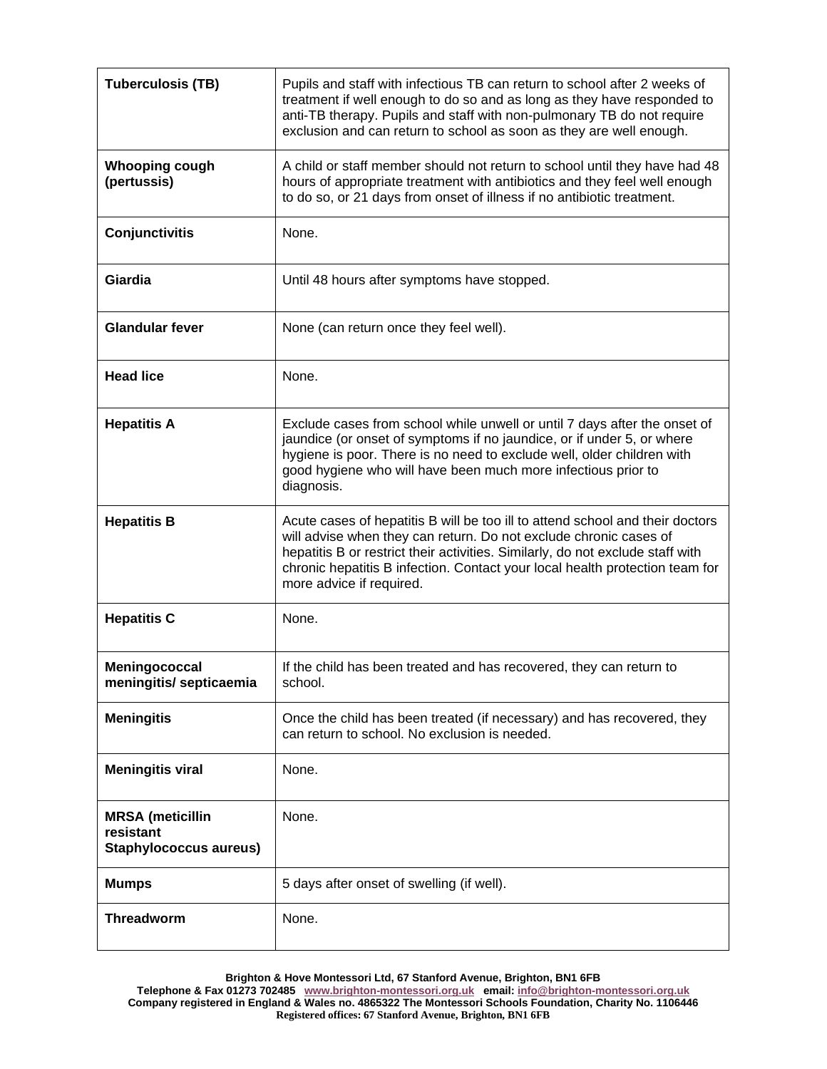| | |
|---|---|
| **Tuberculosis (TB)** | Pupils and staff with infectious TB can return to school after 2 weeks of treatment if well enough to do so and as long as they have responded to anti-TB therapy. Pupils and staff with non-pulmonary TB do not require exclusion and can return to school as soon as they are well enough. |
| **Whooping cough (pertussis)** | A child or staff member should not return to school until they have had 48 hours of appropriate treatment with antibiotics and they feel well enough to do so, or 21 days from onset of illness if no antibiotic treatment. |
| **Conjunctivitis** | None. |
| **Giardia** | Until 48 hours after symptoms have stopped. |
| **Glandular fever** | None (can return once they feel well). |
| **Head lice** | None. |
| **Hepatitis A** | Exclude cases from school while unwell or until 7 days after the onset of jaundice (or onset of symptoms if no jaundice, or if under 5, or where hygiene is poor. There is no need to exclude well, older children with good hygiene who will have been much more infectious prior to diagnosis. |
| **Hepatitis B** | Acute cases of hepatitis B will be too ill to attend school and their doctors will advise when they can return. Do not exclude chronic cases of hepatitis B or restrict their activities. Similarly, do not exclude staff with chronic hepatitis B infection. Contact your local health protection team for more advice if required. |
| **Hepatitis C** | None. |
| **Meningococcal meningitis/ septicaemia** | If the child has been treated and has recovered, they can return to school. |
| **Meningitis** | Once the child has been treated (if necessary) and has recovered, they can return to school. No exclusion is needed. |
| **Meningitis viral** | None. |
| **MRSA (meticillin resistant Staphylococcus aureus)** | None. |
| **Mumps** | 5 days after onset of swelling (if well). |
| **Threadworm** | None. |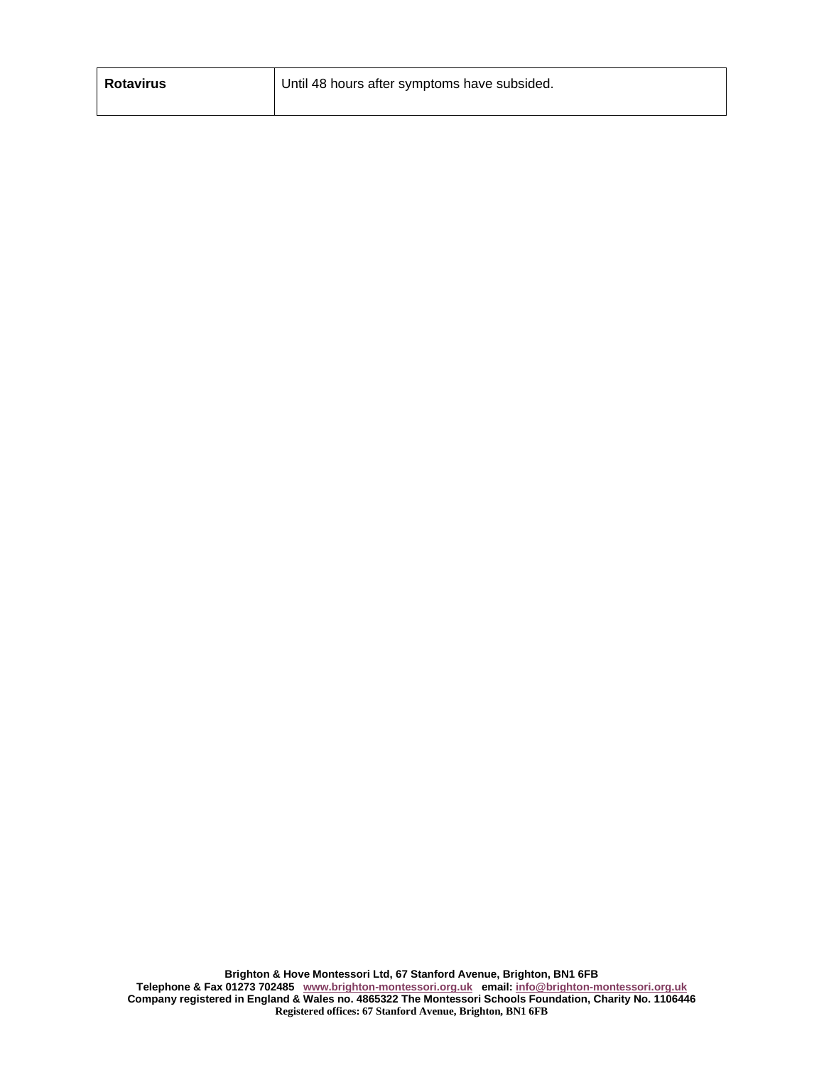| | |
|---|---|
| **Rotavirus** | Until 48 hours after symptoms have subsided. |